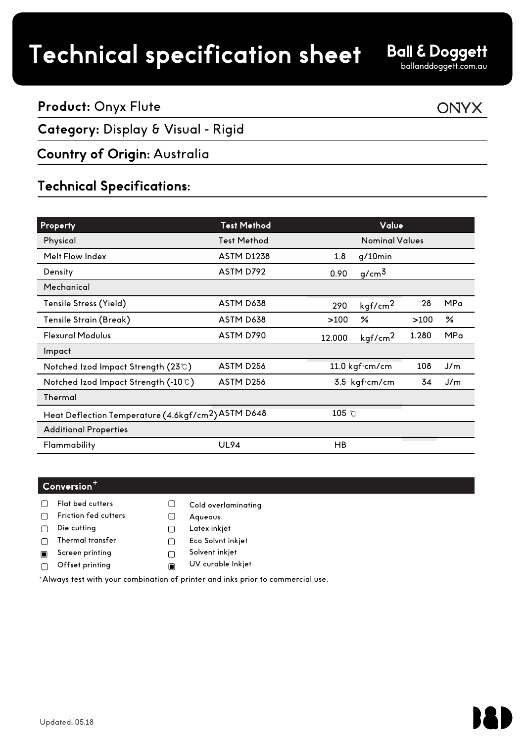# Technical specification sheet

**Ball & Doggett**
ballanddoggett.com.au

**Product:** Onyx Flute

ONYX

**Category:** Display & Visual - Rigid

**Country of Origin:** Australia

## Technical Specifications:

| Property | Test Method | Value | | | |
|---|---|---|---|---|---|
| Physical | Test Method | Nominal Values | | | |
| Melt Flow Index | ASTM D1238 | 1.8 | g/10min | | |
| Density | ASTM D792 | 0.90 | $g/cm^3$ | | |
| Mechanical | | | | | |
| Tensile Stress (Yield) | ASTM D638 | 290 | $kgf/cm^2$ | 28 | MPa |
| Tensile Strain (Break) | ASTM D638 | >100 | % | >100 | % |
| Flexural Modulus | ASTM D790 | 12,000 | $kgf/cm^2$ | 1,280 | MPa |
| Impact | | | | | |
| Notched Izod Impact Strength (23℃) | ASTM D256 | 11.0 kgf·cm/cm | | 108 | J/m |
| Notched Izod Impact Strength (-10℃) | ASTM D256 | 3.5 kgf·cm/cm | | 34 | J/m |
| Thermal | | | | | |
| Heat Deflection Temperature (4.6$kgf/cm^2$) | ASTM D648 | 105 ℃ | | | |
| Additional Properties | | | | | |
| Flammability | UL94 | HB | | | |

### Conversion+

- ☐ Flat bed cutters
- ☐ Friction fed cutters
- ☐ Die cutting
- ☐ Thermal transfer
- ☒ Screen printing
- ☐ Offset printing
- ☐ Cold overlaminating
- ☐ Aqueous
- ☐ Latex inkjet
- ☐ Eco Solvnt inkjet
- ☐ Solvent inkjet
- ☒ UV curable Inkjet

+Always test with your combination of printer and inks prior to commercial use.

Updated: 05.18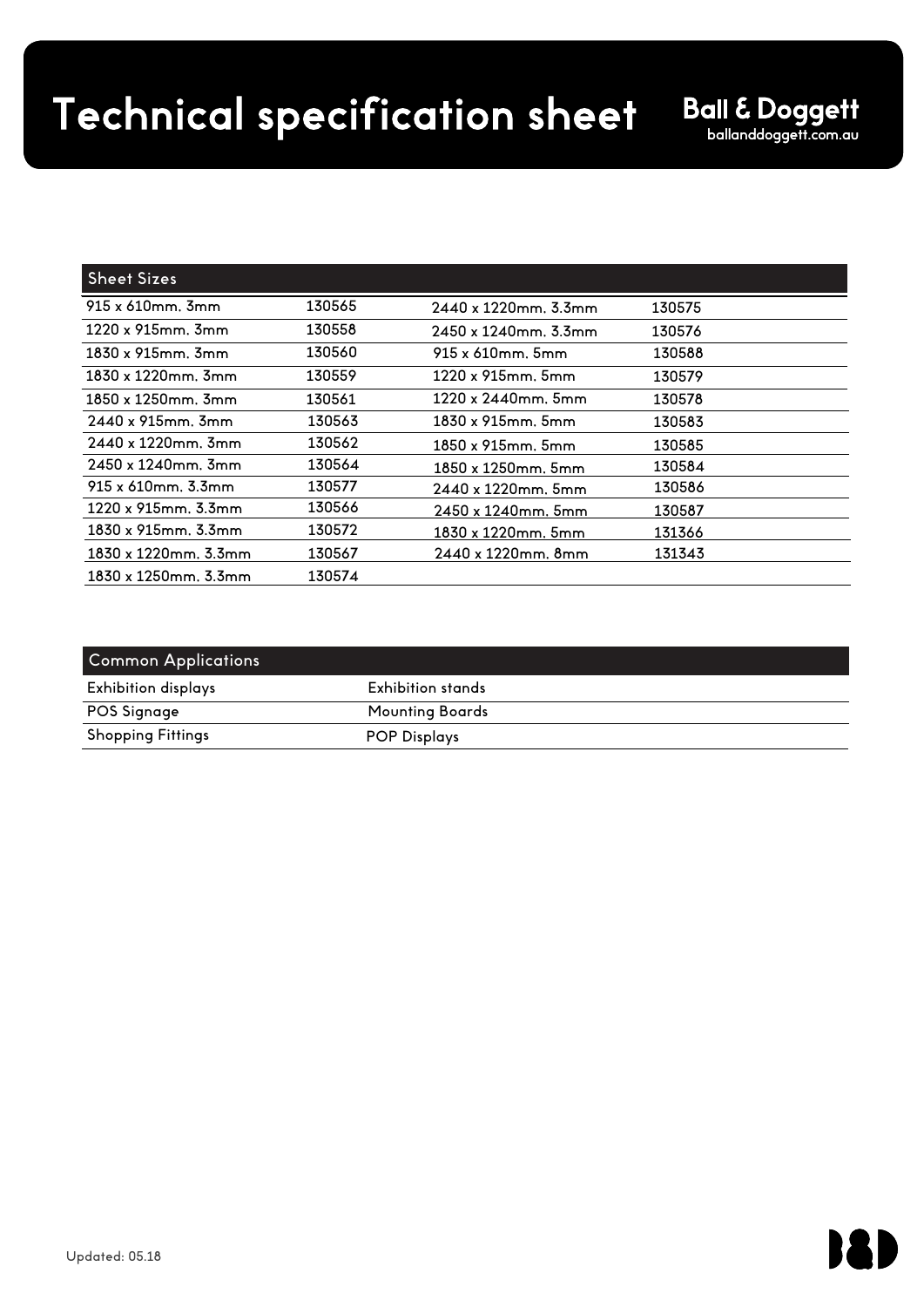# Technical specification sheet

**Ball & Doggett**
ballanddoggett.com.au

| Sheet Sizes | | | |
|---|---|---|---|
| 915 x 610mm. 3mm | 130565 | 2440 x 1220mm. 3.3mm | 130575 |
| 1220 x 915mm. 3mm | 130558 | 2450 x 1240mm. 3.3mm | 130576 |
| 1830 x 915mm. 3mm | 130560 | 915 x 610mm. 5mm | 130588 |
| 1830 x 1220mm. 3mm | 130559 | 1220 x 915mm. 5mm | 130579 |
| 1850 x 1250mm. 3mm | 130561 | 1220 x 2440mm. 5mm | 130578 |
| 2440 x 915mm. 3mm | 130563 | 1830 x 915mm. 5mm | 130583 |
| 2440 x 1220mm. 3mm | 130562 | 1850 x 915mm. 5mm | 130585 |
| 2450 x 1240mm. 3mm | 130564 | 1850 x 1250mm. 5mm | 130584 |
| 915 x 610mm. 3.3mm | 130577 | 2440 x 1220mm. 5mm | 130586 |
| 1220 x 915mm. 3.3mm | 130566 | 2450 x 1240mm. 5mm | 130587 |
| 1830 x 915mm. 3.3mm | 130572 | 1830 x 1220mm. 5mm | 131366 |
| 1830 x 1220mm. 3.3mm | 130567 | 2440 x 1220mm. 8mm | 131343 |
| 1830 x 1250mm. 3.3mm | 130574 | | |

| Common Applications | |
|---|---|
| Exhibition displays | Exhibition stands |
| POS Signage | Mounting Boards |
| Shopping Fittings | POP Displays |

Updated: 05.18